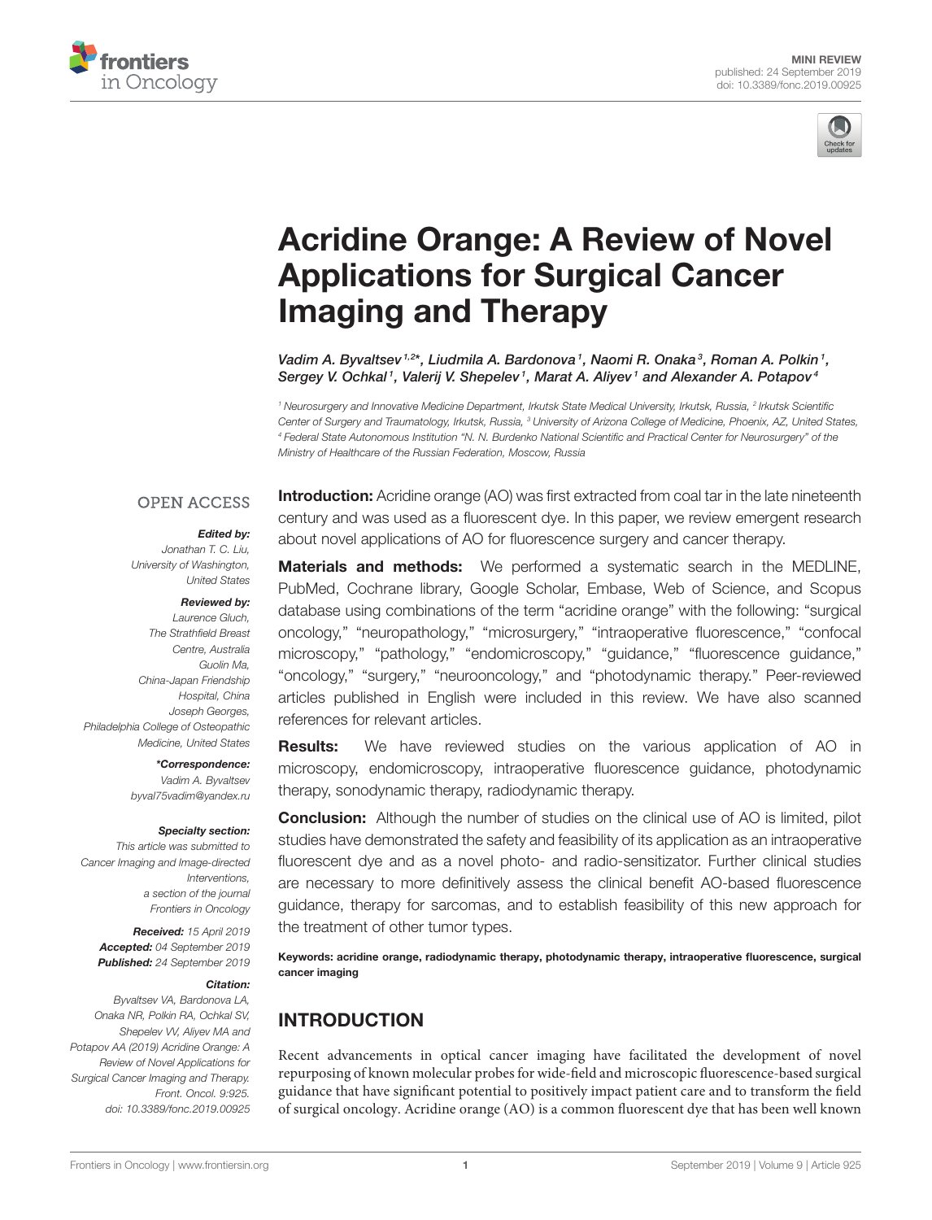MINI REVIEW
published: 24 September 2019
doi: 10.3389/fonc.2019.00925

# Acridine Orange: A Review of Novel Applications for Surgical Cancer Imaging and Therapy

*Vadim A. Byvaltsev[1,2]*, Liudmila A. Bardonova[1], Naomi R. Onaka[3], Roman A. Polkin[1], Sergey V. Ochkal[1], Valerij V. Shepelev[1], Marat A. Aliyev[1] and Alexander A. Potapov[4]*

[1] Neurosurgery and Innovative Medicine Department, Irkutsk State Medical University, Irkutsk, Russia, [2] Irkutsk Scientific Center of Surgery and Traumatology, Irkutsk, Russia, [3] University of Arizona College of Medicine, Phoenix, AZ, United States, [4] Federal State Autonomous Institution "N. N. Burdenko National Scientific and Practical Center for Neurosurgery" of the Ministry of Healthcare of the Russian Federation, Moscow, Russia

OPEN ACCESS

***Edited by:***
Jonathan T. C. Liu, University of Washington, United States

***Reviewed by:***
Laurence Gluch, The Strathfield Breast Centre, Australia
Guolin Ma, China-Japan Friendship Hospital, China
Joseph Georges, Philadelphia College of Osteopathic Medicine, United States

***\*Correspondence:***
Vadim A. Byvaltsev
byval75vadim@yandex.ru

***Specialty section:***
This article was submitted to Cancer Imaging and Image-directed Interventions, a section of the journal Frontiers in Oncology

***Received:*** 15 April 2019
***Accepted:*** 04 September 2019
***Published:*** 24 September 2019

***Citation:***
Byvaltsev VA, Bardonova LA, Onaka NR, Polkin RA, Ochkal SV, Shepelev VV, Aliyev MA and Potapov AA (2019) Acridine Orange: A Review of Novel Applications for Surgical Cancer Imaging and Therapy. Front. Oncol. 9:925. doi: 10.3389/fonc.2019.00925

**Introduction:** Acridine orange (AO) was first extracted from coal tar in the late nineteenth century and was used as a fluorescent dye. In this paper, we review emergent research about novel applications of AO for fluorescence surgery and cancer therapy.

**Materials and methods:** We performed a systematic search in the MEDLINE, PubMed, Cochrane library, Google Scholar, Embase, Web of Science, and Scopus database using combinations of the term "acridine orange" with the following: "surgical oncology," "neuropathology," "microsurgery," "intraoperative fluorescence," "confocal microscopy," "pathology," "endomicroscopy," "guidance," "fluorescence guidance," "oncology," "surgery," "neurooncology," and "photodynamic therapy." Peer-reviewed articles published in English were included in this review. We have also scanned references for relevant articles.

**Results:** We have reviewed studies on the various application of AO in microscopy, endomicroscopy, intraoperative fluorescence guidance, photodynamic therapy, sonodynamic therapy, radiodynamic therapy.

**Conclusion:** Although the number of studies on the clinical use of AO is limited, pilot studies have demonstrated the safety and feasibility of its application as an intraoperative fluorescent dye and as a novel photo- and radio-sensitizator. Further clinical studies are necessary to more definitively assess the clinical benefit AO-based fluorescence guidance, therapy for sarcomas, and to establish feasibility of this new approach for the treatment of other tumor types.

**Keywords: acridine orange, radiodynamic therapy, photodynamic therapy, intraoperative fluorescence, surgical cancer imaging**

## INTRODUCTION

Recent advancements in optical cancer imaging have facilitated the development of novel repurposing of known molecular probes for wide-field and microscopic fluorescence-based surgical guidance that have significant potential to positively impact patient care and to transform the field of surgical oncology. Acridine orange (AO) is a common fluorescent dye that has been well known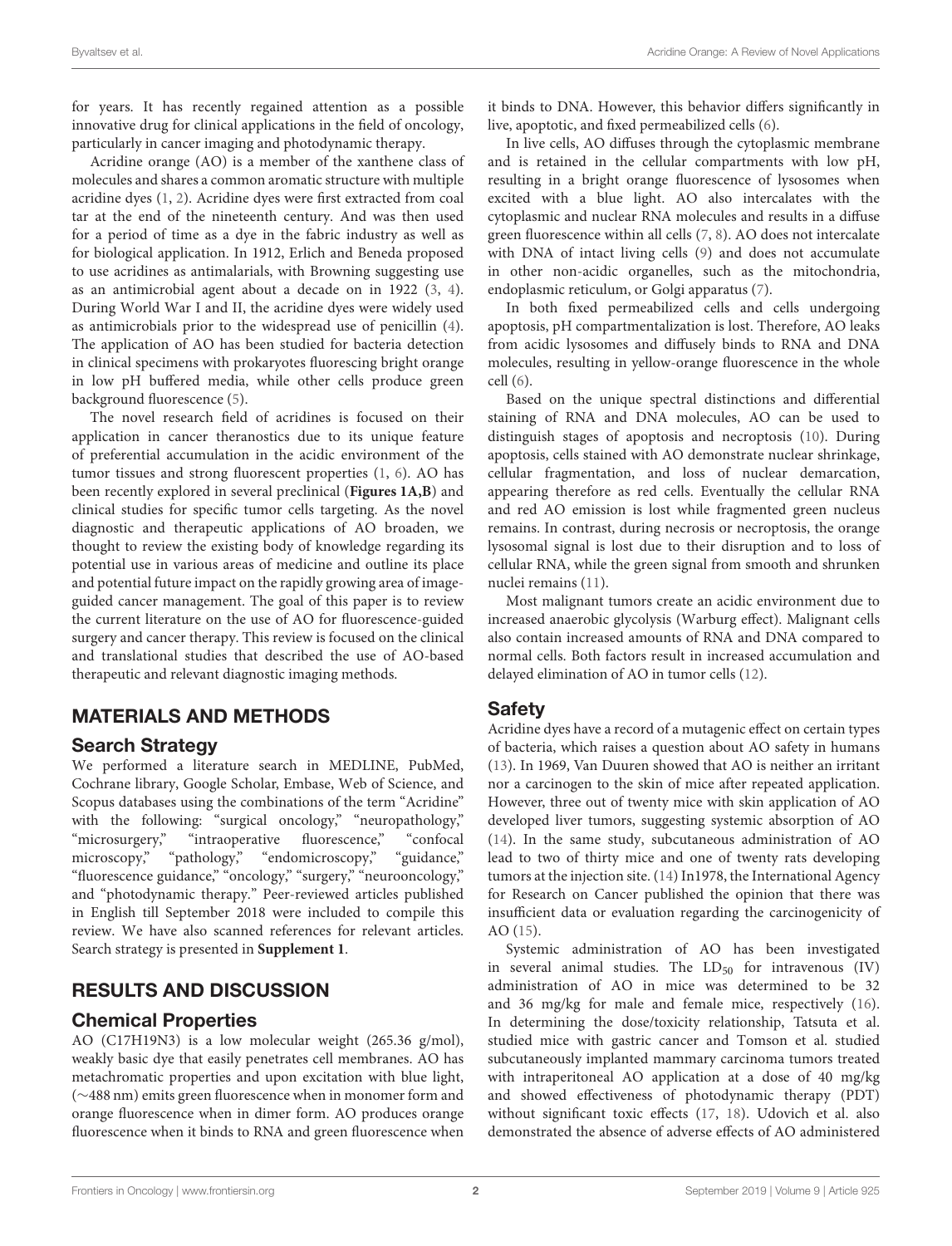for years. It has recently regained attention as a possible innovative drug for clinical applications in the field of oncology, particularly in cancer imaging and photodynamic therapy.

Acridine orange (AO) is a member of the xanthene class of molecules and shares a common aromatic structure with multiple acridine dyes (1, 2). Acridine dyes were first extracted from coal tar at the end of the nineteenth century. And was then used for a period of time as a dye in the fabric industry as well as for biological application. In 1912, Erlich and Beneda proposed to use acridines as antimalarials, with Browning suggesting use as an antimicrobial agent about a decade on in 1922 (3, 4). During World War I and II, the acridine dyes were widely used as antimicrobials prior to the widespread use of penicillin (4). The application of AO has been studied for bacteria detection in clinical specimens with prokaryotes fluorescing bright orange in low pH buffered media, while other cells produce green background fluorescence (5).

The novel research field of acridines is focused on their application in cancer theranostics due to its unique feature of preferential accumulation in the acidic environment of the tumor tissues and strong fluorescent properties (1, 6). AO has been recently explored in several preclinical (**Figures 1A,B**) and clinical studies for specific tumor cells targeting. As the novel diagnostic and therapeutic applications of AO broaden, we thought to review the existing body of knowledge regarding its potential use in various areas of medicine and outline its place and potential future impact on the rapidly growing area of image-guided cancer management. The goal of this paper is to review the current literature on the use of AO for fluorescence-guided surgery and cancer therapy. This review is focused on the clinical and translational studies that described the use of AO-based therapeutic and relevant diagnostic imaging methods.

## MATERIALS AND METHODS

### Search Strategy

We performed a literature search in MEDLINE, PubMed, Cochrane library, Google Scholar, Embase, Web of Science, and Scopus databases using the combinations of the term "Acridine" with the following: "surgical oncology," "neuropathology," "microsurgery," "intraoperative fluorescence," "confocal microscopy," "pathology," "endomicroscopy," "guidance," "fluorescence guidance," "oncology," "surgery," "neurooncology," and "photodynamic therapy." Peer-reviewed articles published in English till September 2018 were included to compile this review. We have also scanned references for relevant articles. Search strategy is presented in **Supplement 1**.

## RESULTS AND DISCUSSION

### Chemical Properties

AO ($C_{17}H_{19}N_3$) is a low molecular weight (265.36 g/mol), weakly basic dye that easily penetrates cell membranes. AO has metachromatic properties and upon excitation with blue light, (~488 nm) emits green fluorescence when in monomer form and orange fluorescence when in dimer form. AO produces orange fluorescence when it binds to RNA and green fluorescence when it binds to DNA. However, this behavior differs significantly in live, apoptotic, and fixed permeabilized cells (6).

In live cells, AO diffuses through the cytoplasmic membrane and is retained in the cellular compartments with low pH, resulting in a bright orange fluorescence of lysosomes when excited with a blue light. AO also intercalates with the cytoplasmic and nuclear RNA molecules and results in a diffuse green fluorescence within all cells (7, 8). AO does not intercalate with DNA of intact living cells (9) and does not accumulate in other non-acidic organelles, such as the mitochondria, endoplasmic reticulum, or Golgi apparatus (7).

In both fixed permeabilized cells and cells undergoing apoptosis, pH compartmentalization is lost. Therefore, AO leaks from acidic lysosomes and diffusely binds to RNA and DNA molecules, resulting in yellow-orange fluorescence in the whole cell (6).

Based on the unique spectral distinctions and differential staining of RNA and DNA molecules, AO can be used to distinguish stages of apoptosis and necroptosis (10). During apoptosis, cells stained with AO demonstrate nuclear shrinkage, cellular fragmentation, and loss of nuclear demarcation, appearing therefore as red cells. Eventually the cellular RNA and red AO emission is lost while fragmented green nucleus remains. In contrast, during necrosis or necroptosis, the orange lysosomal signal is lost due to their disruption and to loss of cellular RNA, while the green signal from smooth and shrunken nuclei remains (11).

Most malignant tumors create an acidic environment due to increased anaerobic glycolysis (Warburg effect). Malignant cells also contain increased amounts of RNA and DNA compared to normal cells. Both factors result in increased accumulation and delayed elimination of AO in tumor cells (12).

### Safety

Acridine dyes have a record of a mutagenic effect on certain types of bacteria, which raises a question about AO safety in humans (13). In 1969, Van Duuren showed that AO is neither an irritant nor a carcinogen to the skin of mice after repeated application. However, three out of twenty mice with skin application of AO developed liver tumors, suggesting systemic absorption of AO (14). In the same study, subcutaneous administration of AO lead to two of thirty mice and one of twenty rats developing tumors at the injection site. (14) In1978, the International Agency for Research on Cancer published the opinion that there was insufficient data or evaluation regarding the carcinogenicity of AO (15).

Systemic administration of AO has been investigated in several animal studies. The $LD_{50}$ for intravenous (IV) administration of AO in mice was determined to be 32 and 36 mg/kg for male and female mice, respectively (16). In determining the dose/toxicity relationship, Tatsuta et al. studied mice with gastric cancer and Tomson et al. studied subcutaneously implanted mammary carcinoma tumors treated with intraperitoneal AO application at a dose of 40 mg/kg and showed effectiveness of photodynamic therapy (PDT) without significant toxic effects (17, 18). Udovich et al. also demonstrated the absence of adverse effects of AO administered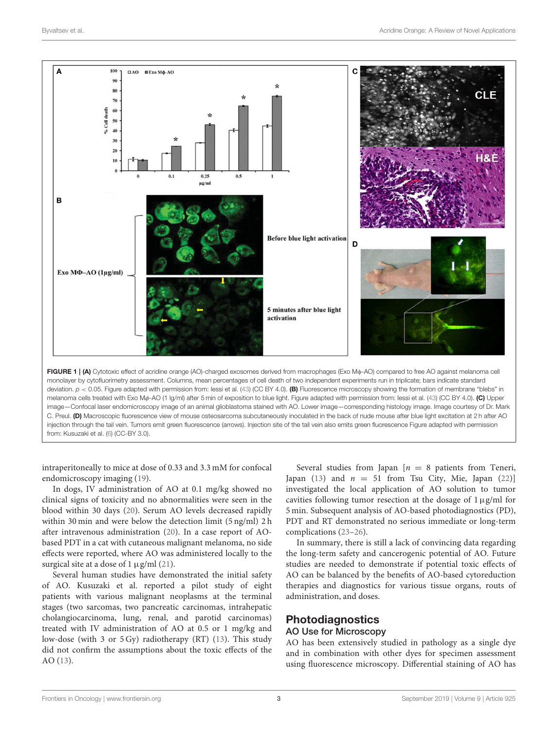FIGURE 1 | **(A)** Cytotoxic effect of acridine orange (AO)-charged exosomes derived from macrophages (Exo Mϕ-AO) compared to free AO against melanoma cell monolayer by cytofluorimetry assessment. Columns, mean percentages of cell death of two independent experiments run in triplicate; bars indicate standard deviation. $p < 0.05$. Figure adapted with permission from: Iessi et al. (43) (CC BY 4.0). **(B)** Fluorescence microscopy showing the formation of membrane "blebs" in melanoma cells treated with Exo Mϕ-AO (1 lg/ml) after 5 min of exposition to blue light. Figure adapted with permission from: Iessi et al. (43) (CC BY 4.0). **(C)** Upper image—Confocal laser endomicroscopy image of an animal glioblastoma stained with AO. Lower image—corresponding histology image. Image courtesy of Dr. Mark C. Preul. **(D)** Macroscopic fluorescence view of mouse osteosarcoma subcutaneously inoculated in the back of nude mouse after blue light excitation at 2 h after AO injection through the tail vein. Tumors emit green fluorescence (arrows). Injection site of the tail vein also emits green fluorescence Figure adapted with permission from: Kusuzaki et al. (6) (CC-BY 3.0).

intraperitoneally to mice at dose of 0.33 and 3.3 mM for confocal endomicroscopy imaging (19).

In dogs, IV administration of AO at 0.1 mg/kg showed no clinical signs of toxicity and no abnormalities were seen in the blood within 30 days (20). Serum AO levels decreased rapidly within 30 min and were below the detection limit (5 ng/ml) 2 h after intravenous administration (20). In a case report of AO-based PDT in a cat with cutaneous malignant melanoma, no side effects were reported, where AO was administered locally to the surgical site at a dose of 1 µg/ml (21).

Several human studies have demonstrated the initial safety of AO. Kusuzaki et al. reported a pilot study of eight patients with various malignant neoplasms at the terminal stages (two sarcomas, two pancreatic carcinomas, intrahepatic cholangiocarcinoma, lung, renal, and parotid carcinomas) treated with IV administration of AO at 0.5 or 1 mg/kg and low-dose (with 3 or 5 Gy) radiotherapy (RT) (13). This study did not confirm the assumptions about the toxic effects of the AO (13).

Several studies from Japan [$n = 8$ patients from Teneri, Japan (13) and $n = 51$ from Tsu City, Mie, Japan (22)] investigated the local application of AO solution to tumor cavities following tumor resection at the dosage of 1 µg/ml for 5 min. Subsequent analysis of AO-based photodiagnostics (PD), PDT and RT demonstrated no serious immediate or long-term complications (23–26).

In summary, there is still a lack of convincing data regarding the long-term safety and cancerogenic potential of AO. Future studies are needed to demonstrate if potential toxic effects of AO can be balanced by the benefits of AO-based cytoreduction therapies and diagnostics for various tissue organs, routs of administration, and doses.

## Photodiagnostics

### AO Use for Microscopy

AO has been extensively studied in pathology as a single dye and in combination with other dyes for specimen assessment using fluorescence microscopy. Differential staining of AO has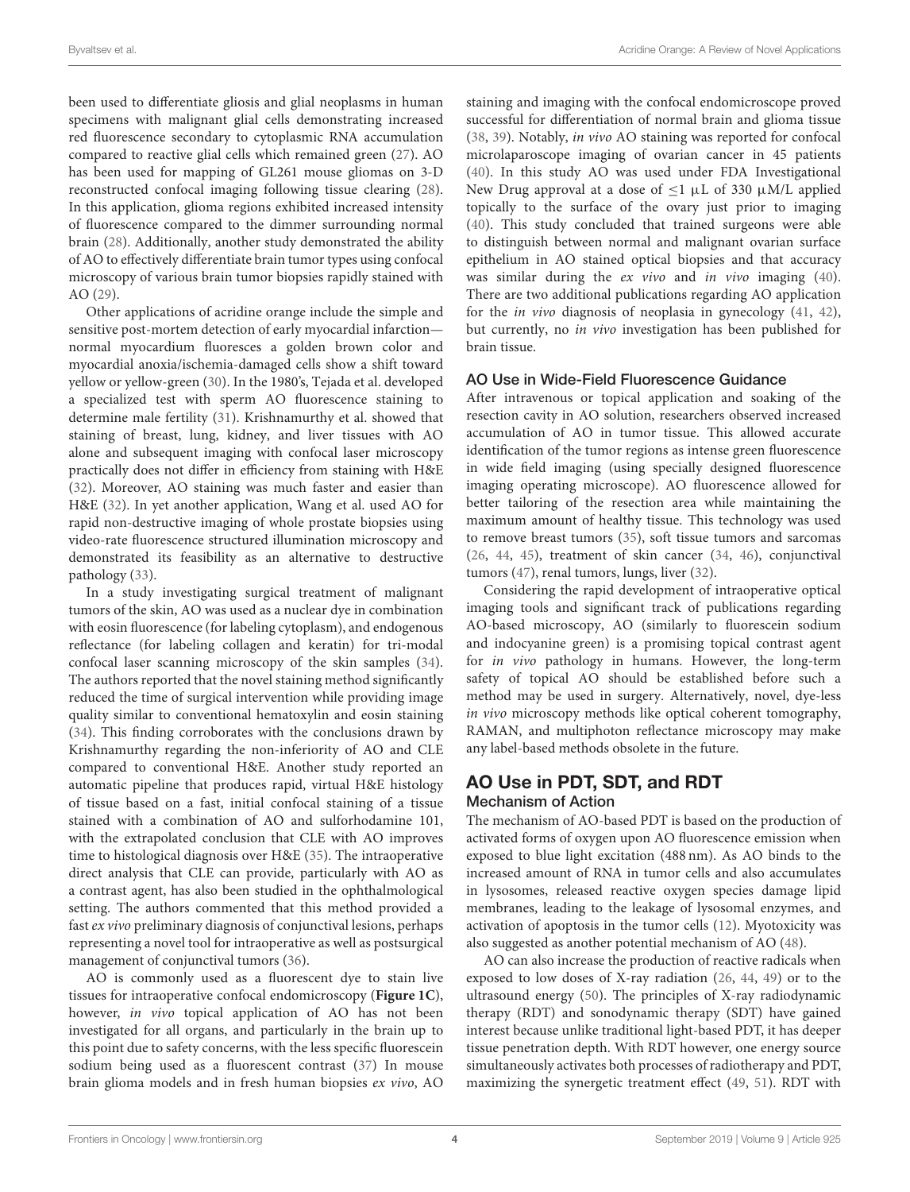been used to differentiate gliosis and glial neoplasms in human specimens with malignant glial cells demonstrating increased red fluorescence secondary to cytoplasmic RNA accumulation compared to reactive glial cells which remained green (27). AO has been used for mapping of GL261 mouse gliomas on 3-D reconstructed confocal imaging following tissue clearing (28). In this application, glioma regions exhibited increased intensity of fluorescence compared to the dimmer surrounding normal brain (28). Additionally, another study demonstrated the ability of AO to effectively differentiate brain tumor types using confocal microscopy of various brain tumor biopsies rapidly stained with AO (29).

Other applications of acridine orange include the simple and sensitive post-mortem detection of early myocardial infarction—normal myocardium fluoresces a golden brown color and myocardial anoxia/ischemia-damaged cells show a shift toward yellow or yellow-green (30). In the 1980's, Tejada et al. developed a specialized test with sperm AO fluorescence staining to determine male fertility (31). Krishnamurthy et al. showed that staining of breast, lung, kidney, and liver tissues with AO alone and subsequent imaging with confocal laser microscopy practically does not differ in efficiency from staining with H&E (32). Moreover, AO staining was much faster and easier than H&E (32). In yet another application, Wang et al. used AO for rapid non-destructive imaging of whole prostate biopsies using video-rate fluorescence structured illumination microscopy and demonstrated its feasibility as an alternative to destructive pathology (33).

In a study investigating surgical treatment of malignant tumors of the skin, AO was used as a nuclear dye in combination with eosin fluorescence (for labeling cytoplasm), and endogenous reflectance (for labeling collagen and keratin) for tri-modal confocal laser scanning microscopy of the skin samples (34). The authors reported that the novel staining method significantly reduced the time of surgical intervention while providing image quality similar to conventional hematoxylin and eosin staining (34). This finding corroborates with the conclusions drawn by Krishnamurthy regarding the non-inferiority of AO and CLE compared to conventional H&E. Another study reported an automatic pipeline that produces rapid, virtual H&E histology of tissue based on a fast, initial confocal staining of a tissue stained with a combination of AO and sulforhodamine 101, with the extrapolated conclusion that CLE with AO improves time to histological diagnosis over H&E (35). The intraoperative direct analysis that CLE can provide, particularly with AO as a contrast agent, has also been studied in the ophthalmological setting. The authors commented that this method provided a fast *ex vivo* preliminary diagnosis of conjunctival lesions, perhaps representing a novel tool for intraoperative as well as postsurgical management of conjunctival tumors (36).

AO is commonly used as a fluorescent dye to stain live tissues for intraoperative confocal endomicroscopy (**Figure 1C**), however, *in vivo* topical application of AO has not been investigated for all organs, and particularly in the brain up to this point due to safety concerns, with the less specific fluorescein sodium being used as a fluorescent contrast (37) In mouse brain glioma models and in fresh human biopsies *ex vivo*, AO staining and imaging with the confocal endomicroscope proved successful for differentiation of normal brain and glioma tissue (38, 39). Notably, *in vivo* AO staining was reported for confocal microlaparoscope imaging of ovarian cancer in 45 patients (40). In this study AO was used under FDA Investigational New Drug approval at a dose of ≤1 μL of 330 μM/L applied topically to the surface of the ovary just prior to imaging (40). This study concluded that trained surgeons were able to distinguish between normal and malignant ovarian surface epithelium in AO stained optical biopsies and that accuracy was similar during the *ex vivo* and *in vivo* imaging (40). There are two additional publications regarding AO application for the *in vivo* diagnosis of neoplasia in gynecology (41, 42), but currently, no *in vivo* investigation has been published for brain tissue.

### AO Use in Wide-Field Fluorescence Guidance

After intravenous or topical application and soaking of the resection cavity in AO solution, researchers observed increased accumulation of AO in tumor tissue. This allowed accurate identification of the tumor regions as intense green fluorescence in wide field imaging (using specially designed fluorescence imaging operating microscope). AO fluorescence allowed for better tailoring of the resection area while maintaining the maximum amount of healthy tissue. This technology was used to remove breast tumors (35), soft tissue tumors and sarcomas (26, 44, 45), treatment of skin cancer (34, 46), conjunctival tumors (47), renal tumors, lungs, liver (32).

Considering the rapid development of intraoperative optical imaging tools and significant track of publications regarding AO-based microscopy, AO (similarly to fluorescein sodium and indocyanine green) is a promising topical contrast agent for *in vivo* pathology in humans. However, the long-term safety of topical AO should be established before such a method may be used in surgery. Alternatively, novel, dye-less *in vivo* microscopy methods like optical coherent tomography, RAMAN, and multiphoton reflectance microscopy may make any label-based methods obsolete in the future.

## AO Use in PDT, SDT, and RDT

### Mechanism of Action

The mechanism of AO-based PDT is based on the production of activated forms of oxygen upon AO fluorescence emission when exposed to blue light excitation (488 nm). As AO binds to the increased amount of RNA in tumor cells and also accumulates in lysosomes, released reactive oxygen species damage lipid membranes, leading to the leakage of lysosomal enzymes, and activation of apoptosis in the tumor cells (12). Myotoxicity was also suggested as another potential mechanism of AO (48).

AO can also increase the production of reactive radicals when exposed to low doses of X-ray radiation (26, 44, 49) or to the ultrasound energy (50). The principles of X-ray radiodynamic therapy (RDT) and sonodynamic therapy (SDT) have gained interest because unlike traditional light-based PDT, it has deeper tissue penetration depth. With RDT however, one energy source simultaneously activates both processes of radiotherapy and PDT, maximizing the synergetic treatment effect (49, 51). RDT with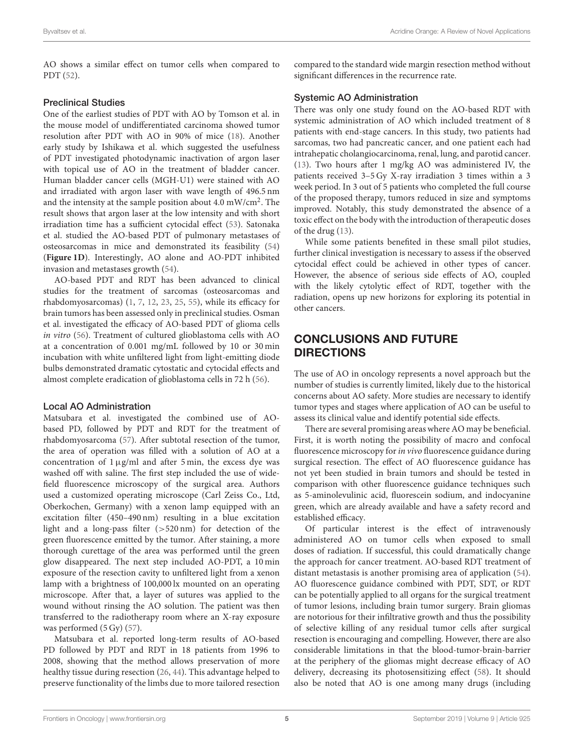AO shows a similar effect on tumor cells when compared to PDT (52).

### Preclinical Studies

One of the earliest studies of PDT with AO by Tomson et al. in the mouse model of undifferentiated carcinoma showed tumor resolution after PDT with AO in 90% of mice (18). Another early study by Ishikawa et al. which suggested the usefulness of PDT investigated photodynamic inactivation of argon laser with topical use of AO in the treatment of bladder cancer. Human bladder cancer cells (MGH-U1) were stained with AO and irradiated with argon laser with wave length of 496.5 nm and the intensity at the sample position about 4.0 mW/cm$^2$. The result shows that argon laser at the low intensity and with short irradiation time has a sufficient cytocidal effect (53). Satonaka et al. studied the AO-based PDT of pulmonary metastases of osteosarcomas in mice and demonstrated its feasibility (54) (**Figure 1D**). Interestingly, AO alone and AO-PDT inhibited invasion and metastases growth (54).

AO-based PDT and RDT has been advanced to clinical studies for the treatment of sarcomas (osteosarcomas and rhabdomyosarcomas) (1, 7, 12, 23, 25, 55), while its efficacy for brain tumors has been assessed only in preclinical studies. Osman et al. investigated the efficacy of AO-based PDT of glioma cells *in vitro* (56). Treatment of cultured glioblastoma cells with AO at a concentration of 0.001 mg/mL followed by 10 or 30 min incubation with white unfiltered light from light-emitting diode bulbs demonstrated dramatic cytostatic and cytocidal effects and almost complete eradication of glioblastoma cells in 72 h (56).

### Local AO Administration

Matsubara et al. investigated the combined use of AO-based PD, followed by PDT and RDT for the treatment of rhabdomyosarcoma (57). After subtotal resection of the tumor, the area of operation was filled with a solution of AO at a concentration of 1 μg/ml and after 5 min, the excess dye was washed off with saline. The first step included the use of wide-field fluorescence microscopy of the surgical area. Authors used a customized operating microscope (Carl Zeiss Co., Ltd, Oberkochen, Germany) with a xenon lamp equipped with an excitation filter (450–490 nm) resulting in a blue excitation light and a long-pass filter (>520 nm) for detection of the green fluorescence emitted by the tumor. After staining, a more thorough curettage of the area was performed until the green glow disappeared. The next step included AO-PDT, a 10 min exposure of the resection cavity to unfiltered light from a xenon lamp with a brightness of 100,000 lx mounted on an operating microscope. After that, a layer of sutures was applied to the wound without rinsing the AO solution. The patient was then transferred to the radiotherapy room where an X-ray exposure was performed (5 Gy) (57).

Matsubara et al. reported long-term results of AO-based PD followed by PDT and RDT in 18 patients from 1996 to 2008, showing that the method allows preservation of more healthy tissue during resection (26, 44). This advantage helped to preserve functionality of the limbs due to more tailored resection compared to the standard wide margin resection method without significant differences in the recurrence rate.

### Systemic AO Administration

There was only one study found on the AO-based RDT with systemic administration of AO which included treatment of 8 patients with end-stage cancers. In this study, two patients had sarcomas, two had pancreatic cancer, and one patient each had intrahepatic cholangiocarcinoma, renal, lung, and parotid cancer. (13). Two hours after 1 mg/kg AO was administered IV, the patients received 3–5 Gy X-ray irradiation 3 times within a 3 week period. In 3 out of 5 patients who completed the full course of the proposed therapy, tumors reduced in size and symptoms improved. Notably, this study demonstrated the absence of a toxic effect on the body with the introduction of therapeutic doses of the drug (13).

While some patients benefited in these small pilot studies, further clinical investigation is necessary to assess if the observed cytocidal effect could be achieved in other types of cancer. However, the absence of serious side effects of AO, coupled with the likely cytolytic effect of RDT, together with the radiation, opens up new horizons for exploring its potential in other cancers.

## CONCLUSIONS AND FUTURE DIRECTIONS

The use of AO in oncology represents a novel approach but the number of studies is currently limited, likely due to the historical concerns about AO safety. More studies are necessary to identify tumor types and stages where application of AO can be useful to assess its clinical value and identify potential side effects.

There are several promising areas where AO may be beneficial. First, it is worth noting the possibility of macro and confocal fluorescence microscopy for *in vivo* fluorescence guidance during surgical resection. The effect of AO fluorescence guidance has not yet been studied in brain tumors and should be tested in comparison with other fluorescence guidance techniques such as 5-aminolevulinic acid, fluorescein sodium, and indocyanine green, which are already available and have a safety record and established efficacy.

Of particular interest is the effect of intravenously administered AO on tumor cells when exposed to small doses of radiation. If successful, this could dramatically change the approach for cancer treatment. AO-based RDT treatment of distant metastasis is another promising area of application (54). AO fluorescence guidance combined with PDT, SDT, or RDT can be potentially applied to all organs for the surgical treatment of tumor lesions, including brain tumor surgery. Brain gliomas are notorious for their infiltrative growth and thus the possibility of selective killing of any residual tumor cells after surgical resection is encouraging and compelling. However, there are also considerable limitations in that the blood-tumor-brain-barrier at the periphery of the gliomas might decrease efficacy of AO delivery, decreasing its photosensitizing effect (58). It should also be noted that AO is one among many drugs (including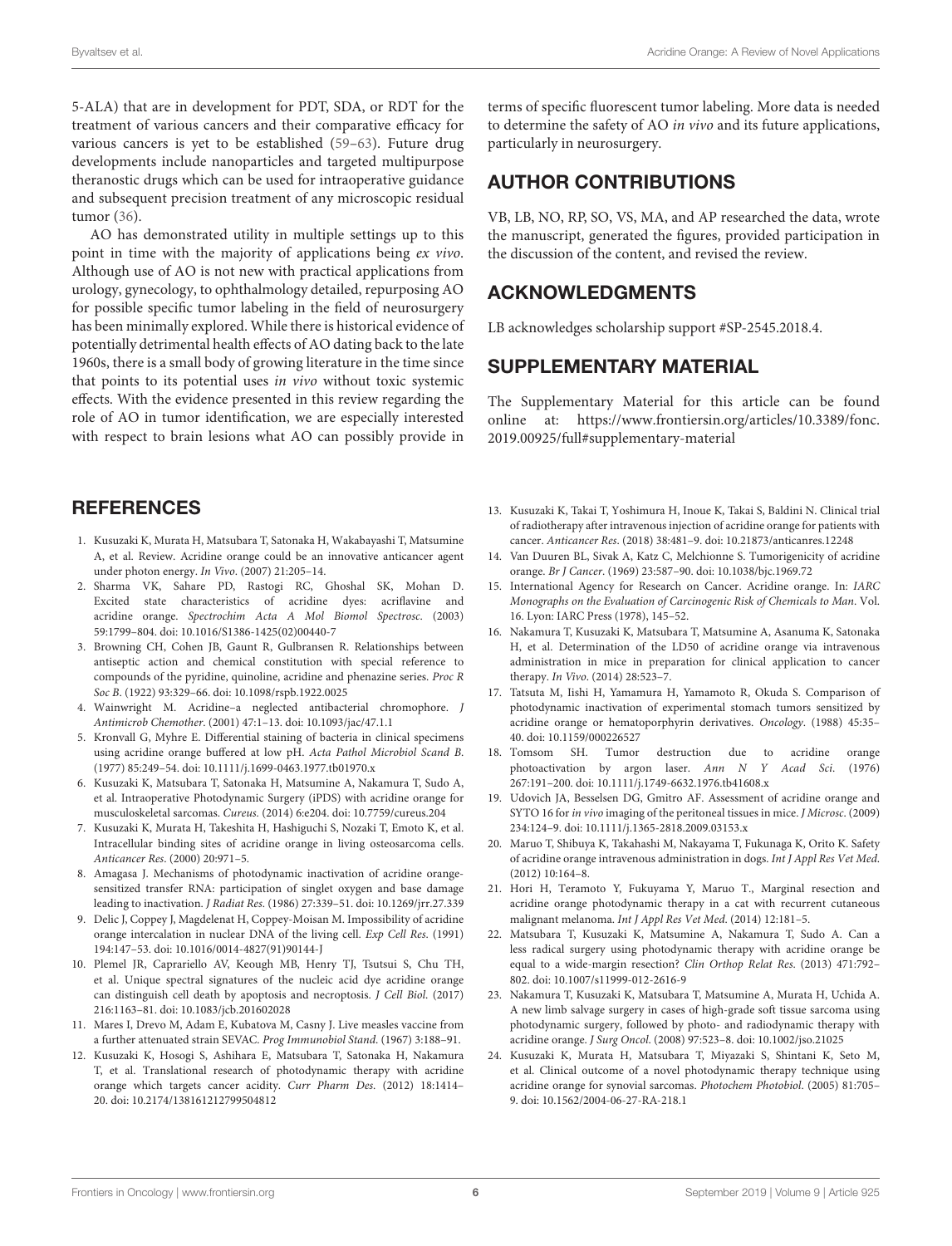5-ALA) that are in development for PDT, SDA, or RDT for the treatment of various cancers and their comparative efficacy for various cancers is yet to be established (59–63). Future drug developments include nanoparticles and targeted multipurpose theranostic drugs which can be used for intraoperative guidance and subsequent precision treatment of any microscopic residual tumor (36).

AO has demonstrated utility in multiple settings up to this point in time with the majority of applications being *ex vivo*. Although use of AO is not new with practical applications from urology, gynecology, to ophthalmology detailed, repurposing AO for possible specific tumor labeling in the field of neurosurgery has been minimally explored. While there is historical evidence of potentially detrimental health effects of AO dating back to the late 1960s, there is a small body of growing literature in the time since that points to its potential uses *in vivo* without toxic systemic effects. With the evidence presented in this review regarding the role of AO in tumor identification, we are especially interested with respect to brain lesions what AO can possibly provide in terms of specific fluorescent tumor labeling. More data is needed to determine the safety of AO *in vivo* and its future applications, particularly in neurosurgery.

## AUTHOR CONTRIBUTIONS

VB, LB, NO, RP, SO, VS, MA, and AP researched the data, wrote the manuscript, generated the figures, provided participation in the discussion of the content, and revised the review.

## ACKNOWLEDGMENTS

LB acknowledges scholarship support #SP-2545.2018.4.

## SUPPLEMENTARY MATERIAL

The Supplementary Material for this article can be found online at: https://www.frontiersin.org/articles/10.3389/fonc.2019.00925/full#supplementary-material

## REFERENCES

1. Kusuzaki K, Murata H, Matsubara T, Satonaka H, Wakabayashi T, Matsumine A, et al. Review. Acridine orange could be an innovative anticancer agent under photon energy. *In Vivo*. (2007) 21:205–14.
2. Sharma VK, Sahare PD, Rastogi RC, Ghoshal SK, Mohan D. Excited state characteristics of acridine dyes: acriflavine and acridine orange. *Spectrochim Acta A Mol Biomol Spectrosc*. (2003) 59:1799–804. doi: 10.1016/S1386-1425(02)00440-7
3. Browning CH, Cohen JB, Gaunt R, Gulbransen R. Relationships between antiseptic action and chemical constitution with special reference to compounds of the pyridine, quinoline, acridine and phenazine series. *Proc R Soc B*. (1922) 93:329–66. doi: 10.1098/rspb.1922.0025
4. Wainwright M. Acridine–a neglected antibacterial chromophore. *J Antimicrob Chemother*. (2001) 47:1–13. doi: 10.1093/jac/47.1.1
5. Kronvall G, Myhre E. Differential staining of bacteria in clinical specimens using acridine orange buffered at low pH. *Acta Pathol Microbiol Scand B*. (1977) 85:249–54. doi: 10.1111/j.1699-0463.1977.tb01970.x
6. Kusuzaki K, Matsubara T, Satonaka H, Matsumine A, Nakamura T, Sudo A, et al. Intraoperative Photodynamic Surgery (iPDS) with acridine orange for musculoskeletal sarcomas. *Cureus*. (2014) 6:e204. doi: 10.7759/cureus.204
7. Kusuzaki K, Murata H, Takeshita H, Hashiguchi S, Nozaki T, Emoto K, et al. Intracellular binding sites of acridine orange in living osteosarcoma cells. *Anticancer Res*. (2000) 20:971–5.
8. Amagasa J. Mechanisms of photodynamic inactivation of acridine orange-sensitized transfer RNA: participation of singlet oxygen and base damage leading to inactivation. *J Radiat Res*. (1986) 27:339–51. doi: 10.1269/jrr.27.339
9. Delic J, Coppey J, Magdelenat H, Coppey-Moisan M. Impossibility of acridine orange intercalation in nuclear DNA of the living cell. *Exp Cell Res*. (1991) 194:147–53. doi: 10.1016/0014-4827(91)90144-J
10. Plemel JR, Caprariello AV, Keough MB, Henry TJ, Tsutsui S, Chu TH, et al. Unique spectral signatures of the nucleic acid dye acridine orange can distinguish cell death by apoptosis and necroptosis. *J Cell Biol*. (2017) 216:1163–81. doi: 10.1083/jcb.201602028
11. Mares I, Drevo M, Adam E, Kubatova M, Casny J. Live measles vaccine from a further attenuated strain SEVAC. *Prog Immunobiol Stand*. (1967) 3:188–91.
12. Kusuzaki K, Hosogi S, Ashihara E, Matsubara T, Satonaka H, Nakamura T, et al. Translational research of photodynamic therapy with acridine orange which targets cancer acidity. *Curr Pharm Des*. (2012) 18:1414–20. doi: 10.2174/138161212799504812
13. Kusuzaki K, Takai T, Yoshimura H, Inoue K, Takai S, Baldini N. Clinical trial of radiotherapy after intravenous injection of acridine orange for patients with cancer. *Anticancer Res*. (2018) 38:481–9. doi: 10.21873/anticanres.12248
14. Van Duuren BL, Sivak A, Katz C, Melchionne S. Tumorigenicity of acridine orange. *Br J Cancer*. (1969) 23:587–90. doi: 10.1038/bjc.1969.72
15. International Agency for Research on Cancer. Acridine orange. In: *IARC Monographs on the Evaluation of Carcinogenic Risk of Chemicals to Man*. Vol. 16. Lyon: IARC Press (1978), 145–52.
16. Nakamura T, Kusuzaki K, Matsubara T, Matsumine A, Asanuma K, Satonaka H, et al. Determination of the LD50 of acridine orange via intravenous administration in mice in preparation for clinical application to cancer therapy. *In Vivo*. (2014) 28:523–7.
17. Tatsuta M, Iishi H, Yamamura H, Yamamoto R, Okuda S. Comparison of photodynamic inactivation of experimental stomach tumors sensitized by acridine orange or hematoporphyrin derivatives. *Oncology*. (1988) 45:35–40. doi: 10.1159/000226527
18. Tomsom SH. Tumor destruction due to acridine orange photoactivation by argon laser. *Ann N Y Acad Sci*. (1976) 267:191–200. doi: 10.1111/j.1749-6632.1976.tb41608.x
19. Udovich JA, Besselsen DG, Gmitro AF. Assessment of acridine orange and SYTO 16 for *in vivo* imaging of the peritoneal tissues in mice. *J Microsc*. (2009) 234:124–9. doi: 10.1111/j.1365-2818.2009.03153.x
20. Maruo T, Shibuya K, Takahashi M, Nakayama T, Fukunaga K, Orito K. Safety of acridine orange intravenous administration in dogs. *Int J Appl Res Vet Med*. (2012) 10:164–8.
21. Hori H, Teramoto Y, Fukuyama Y, Maruo T., Marginal resection and acridine orange photodynamic therapy in a cat with recurrent cutaneous malignant melanoma. *Int J Appl Res Vet Med*. (2014) 12:181–5.
22. Matsubara T, Kusuzaki K, Matsumine A, Nakamura T, Sudo A. Can a less radical surgery using photodynamic therapy with acridine orange be equal to a wide-margin resection? *Clin Orthop Relat Res*. (2013) 471:792–802. doi: 10.1007/s11999-012-2616-9
23. Nakamura T, Kusuzaki K, Matsubara T, Matsumine A, Murata H, Uchida A. A new limb salvage surgery in cases of high-grade soft tissue sarcoma using photodynamic surgery, followed by photo- and radiodynamic therapy with acridine orange. *J Surg Oncol*. (2008) 97:523–8. doi: 10.1002/jso.21025
24. Kusuzaki K, Murata H, Matsubara T, Miyazaki S, Shintani K, Seto M, et al. Clinical outcome of a novel photodynamic therapy technique using acridine orange for synovial sarcomas. *Photochem Photobiol*. (2005) 81:705–9. doi: 10.1562/2004-06-27-RA-218.1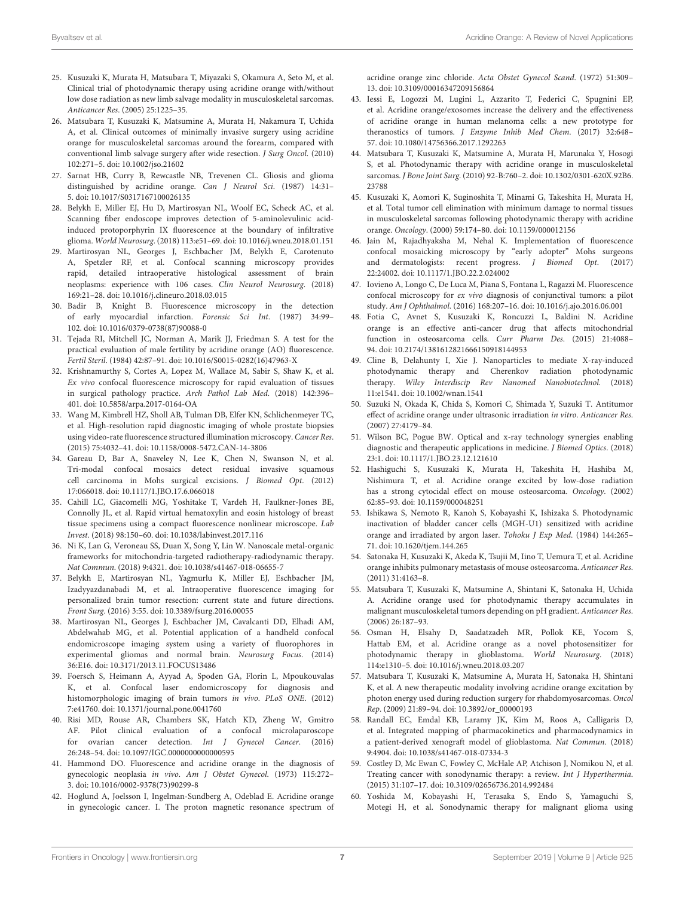25. Kusuzaki K, Murata H, Matsubara T, Miyazaki S, Okamura A, Seto M, et al. Clinical trial of photodynamic therapy using acridine orange with/without low dose radiation as new limb salvage modality in musculoskeletal sarcomas. *Anticancer Res*. (2005) 25:1225–35.
26. Matsubara T, Kusuzaki K, Matsumine A, Murata H, Nakamura T, Uchida A, et al. Clinical outcomes of minimally invasive surgery using acridine orange for musculoskeletal sarcomas around the forearm, compared with conventional limb salvage surgery after wide resection. *J Surg Oncol*. (2010) 102:271–5. doi: 10.1002/jso.21602
27. Sarnat HB, Curry B, Rewcastle NB, Trevenen CL. Gliosis and glioma distinguished by acridine orange. *Can J Neurol Sci*. (1987) 14:31–5. doi: 10.1017/S0317167100026135
28. Belykh E, Miller EJ, Hu D, Martirosyan NL, Woolf EC, Scheck AC, et al. Scanning fiber endoscope improves detection of 5-aminolevulinic acid-induced protoporphyrin IX fluorescence at the boundary of infiltrative glioma. *World Neurosurg*. (2018) 113:e51–69. doi: 10.1016/j.wneu.2018.01.151
29. Martirosyan NL, Georges J, Eschbacher JM, Belykh E, Carotenuto A, Spetzler RF, et al. Confocal scanning microscopy provides rapid, detailed intraoperative histological assessment of brain neoplasms: experience with 106 cases. *Clin Neurol Neurosurg*. (2018) 169:21–28. doi: 10.1016/j.clineuro.2018.03.015
30. Badir B, Knight B. Fluorescence microscopy in the detection of early myocardial infarction. *Forensic Sci Int*. (1987) 34:99–102. doi: 10.1016/0379-0738(87)90088-0
31. Tejada RI, Mitchell JC, Norman A, Marik JJ, Friedman S. A test for the practical evaluation of male fertility by acridine orange (AO) fluorescence. *Fertil Steril*. (1984) 42:87–91. doi: 10.1016/S0015-0282(16)47963-X
32. Krishnamurthy S, Cortes A, Lopez M, Wallace M, Sabir S, Shaw K, et al. *Ex vivo* confocal fluorescence microscopy for rapid evaluation of tissues in surgical pathology practice. *Arch Pathol Lab Med*. (2018) 142:396–401. doi: 10.5858/arpa.2017-0164-OA
33. Wang M, Kimbrell HZ, Sholl AB, Tulman DB, Elfer KN, Schlichenmeyer TC, et al. High-resolution rapid diagnostic imaging of whole prostate biopsies using video-rate fluorescence structured illumination microscopy. *Cancer Res*. (2015) 75:4032–41. doi: 10.1158/0008-5472.CAN-14-3806
34. Gareau D, Bar A, Snaveley N, Lee K, Chen N, Swanson N, et al. Tri-modal confocal mosaics detect residual invasive squamous cell carcinoma in Mohs surgical excisions. *J Biomed Opt*. (2012) 17:066018. doi: 10.1117/1.JBO.17.6.066018
35. Cahill LC, Giacomelli MG, Yoshitake T, Vardeh H, Faulkner-Jones BE, Connolly JL, et al. Rapid virtual hematoxylin and eosin histology of breast tissue specimens using a compact fluorescence nonlinear microscope. *Lab Invest*. (2018) 98:150–60. doi: 10.1038/labinvest.2017.116
36. Ni K, Lan G, Veroneau SS, Duan X, Song Y, Lin W. Nanoscale metal-organic frameworks for mitochondria-targeted radiotherapy-radiodynamic therapy. *Nat Commun*. (2018) 9:4321. doi: 10.1038/s41467-018-06655-7
37. Belykh E, Martirosyan NL, Yagmurlu K, Miller EJ, Eschbacher JM, Izadyyazdanabadi M, et al. Intraoperative fluorescence imaging for personalized brain tumor resection: current state and future directions. *Front Surg*. (2016) 3:55. doi: 10.3389/fsurg.2016.00055
38. Martirosyan NL, Georges J, Eschbacher JM, Cavalcanti DD, Elhadi AM, Abdelwahab MG, et al. Potential application of a handheld confocal endomicroscope imaging system using a variety of fluorophores in experimental gliomas and normal brain. *Neurosurg Focus*. (2014) 36:E16. doi: 10.3171/2013.11.FOCUS13486
39. Foersch S, Heimann A, Ayyad A, Spoden GA, Florin L, Mpoukouvalas K, et al. Confocal laser endomicroscopy for diagnosis and histomorphologic imaging of brain tumors *in vivo*. *PLoS ONE*. (2012) 7:e41760. doi: 10.1371/journal.pone.0041760
40. Risi MD, Rouse AR, Chambers SK, Hatch KD, Zheng W, Gmitro AF. Pilot clinical evaluation of a confocal microlaparoscope for ovarian cancer detection. *Int J Gynecol Cancer*. (2016) 26:248–54. doi: 10.1097/IGC.0000000000000595
41. Hammond DO. Fluorescence and acridine orange in the diagnosis of gynecologic neoplasia *in vivo*. *Am J Obstet Gynecol*. (1973) 115:272–3. doi: 10.1016/0002-9378(73)90299-8
42. Hoglund A, Joelsson I, Ingelman-Sundberg A, Odeblad E. Acridine orange in gynecologic cancer. I. The proton magnetic resonance spectrum of acridine orange zinc chloride. *Acta Obstet Gynecol Scand*. (1972) 51:309–13. doi: 10.3109/00016347209156864
43. Iessi E, Logozzi M, Lugini L, Azzarito T, Federici C, Spugnini EP, et al. Acridine orange/exosomes increase the delivery and the effectiveness of acridine orange in human melanoma cells: a new prototype for theranostics of tumors. *J Enzyme Inhib Med Chem*. (2017) 32:648–57. doi: 10.1080/14756366.2017.1292263
44. Matsubara T, Kusuzaki K, Matsumine A, Murata H, Marunaka Y, Hosogi S, et al. Photodynamic therapy with acridine orange in musculoskeletal sarcomas. *J Bone Joint Surg*. (2010) 92-B:760–2. doi: 10.1302/0301-620X.92B6.23788
45. Kusuzaki K, Aomori K, Suginoshita T, Minami G, Takeshita H, Murata H, et al. Total tumor cell elimination with minimum damage to normal tissues in musculoskeletal sarcomas following photodynamic therapy with acridine orange. *Oncology*. (2000) 59:174–80. doi: 10.1159/000012156
46. Jain M, Rajadhyaksha M, Nehal K. Implementation of fluorescence confocal mosaicking microscopy by "early adopter" Mohs surgeons and dermatologists: recent progress. *J Biomed Opt*. (2017) 22:24002. doi: 10.1117/1.JBO.22.2.024002
47. Iovieno A, Longo C, De Luca M, Piana S, Fontana L, Ragazzi M. Fluorescence confocal microscopy for *ex vivo* diagnosis of conjunctival tumors: a pilot study. *Am J Ophthalmol*. (2016) 168:207–16. doi: 10.1016/j.ajo.2016.06.001
48. Fotia C, Avnet S, Kusuzaki K, Roncuzzi L, Baldini N. Acridine orange is an effective anti-cancer drug that affects mitochondrial function in osteosarcoma cells. *Curr Pharm Des*. (2015) 21:4088–94. doi: 10.2174/1381612821666150918144953
49. Cline B, Delahunty I, Xie J. Nanoparticles to mediate X-ray-induced photodynamic therapy and Cherenkov radiation photodynamic therapy. *Wiley Interdiscip Rev Nanomed Nanobiotechnol*. (2018) 11:e1541. doi: 10.1002/wnan.1541
50. Suzuki N, Okada K, Chida S, Komori C, Shimada Y, Suzuki T. Antitumor effect of acridine orange under ultrasonic irradiation *in vitro*. *Anticancer Res*. (2007) 27:4179–84.
51. Wilson BC, Pogue BW. Optical and x-ray technology synergies enabling diagnostic and therapeutic applications in medicine. *J Biomed Optics*. (2018) 23:1. doi: 10.1117/1.JBO.23.12.121610
52. Hashiguchi S, Kusuzaki K, Murata H, Takeshita H, Hashiba M, Nishimura T, et al. Acridine orange excited by low-dose radiation has a strong cytocidal effect on mouse osteosarcoma. *Oncology*. (2002) 62:85–93. doi: 10.1159/000048251
53. Ishikawa S, Nemoto R, Kanoh S, Kobayashi K, Ishizaka S. Photodynamic inactivation of bladder cancer cells (MGH-U1) sensitized with acridine orange and irradiated by argon laser. *Tohoku J Exp Med*. (1984) 144:265–71. doi: 10.1620/tjem.144.265
54. Satonaka H, Kusuzaki K, Akeda K, Tsujii M, Iino T, Uemura T, et al. Acridine orange inhibits pulmonary metastasis of mouse osteosarcoma. *Anticancer Res*. (2011) 31:4163–8.
55. Matsubara T, Kusuzaki K, Matsumine A, Shintani K, Satonaka H, Uchida A. Acridine orange used for photodynamic therapy accumulates in malignant musculoskeletal tumors depending on pH gradient. *Anticancer Res*. (2006) 26:187–93.
56. Osman H, Elsahy D, Saadatzadeh MR, Pollok KE, Yocom S, Hattab EM, et al. Acridine orange as a novel photosensitizer for photodynamic therapy in glioblastoma. *World Neurosurg*. (2018) 114:e1310–5. doi: 10.1016/j.wneu.2018.03.207
57. Matsubara T, Kusuzaki K, Matsumine A, Murata H, Satonaka H, Shintani K, et al. A new therapeutic modality involving acridine orange excitation by photon energy used during reduction surgery for rhabdomyosarcomas. *Oncol Rep*. (2009) 21:89–94. doi: 10.3892/or_00000193
58. Randall EC, Emdal KB, Laramy JK, Kim M, Roos A, Calligaris D, et al. Integrated mapping of pharmacokinetics and pharmacodynamics in a patient-derived xenograft model of glioblastoma. *Nat Commun*. (2018) 9:4904. doi: 10.1038/s41467-018-07334-3
59. Costley D, Mc Ewan C, Fowley C, McHale AP, Atchison J, Nomikou N, et al. Treating cancer with sonodynamic therapy: a review. *Int J Hyperthermia*. (2015) 31:107–17. doi: 10.3109/02656736.2014.992484
60. Yoshida M, Kobayashi H, Terasaka S, Endo S, Yamaguchi S, Motegi H, et al. Sonodynamic therapy for malignant glioma using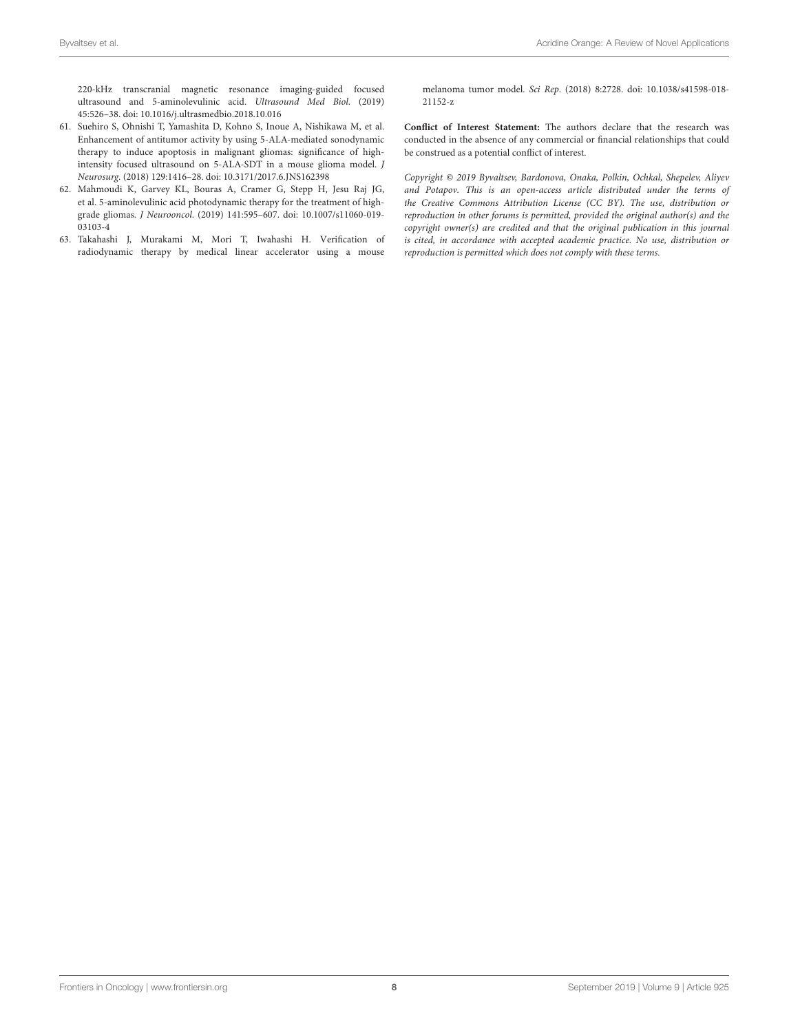220-kHz transcranial magnetic resonance imaging-guided focused ultrasound and 5-aminolevulinic acid. *Ultrasound Med Biol.* (2019) 45:526–38. doi: 10.1016/j.ultrasmedbio.2018.10.016

61. Suehiro S, Ohnishi T, Yamashita D, Kohno S, Inoue A, Nishikawa M, et al. Enhancement of antitumor activity by using 5-ALA-mediated sonodynamic therapy to induce apoptosis in malignant gliomas: significance of high-intensity focused ultrasound on 5-ALA-SDT in a mouse glioma model. *J Neurosurg.* (2018) 129:1416–28. doi: 10.3171/2017.6.JNS162398
62. Mahmoudi K, Garvey KL, Bouras A, Cramer G, Stepp H, Jesu Raj JG, et al. 5-aminolevulinic acid photodynamic therapy for the treatment of high-grade gliomas. *J Neurooncol.* (2019) 141:595–607. doi: 10.1007/s11060-019-03103-4
63. Takahashi J, Murakami M, Mori T, Iwahashi H. Verification of radiodynamic therapy by medical linear accelerator using a mouse melanoma tumor model. *Sci Rep.* (2018) 8:2728. doi: 10.1038/s41598-018-21152-z

**Conflict of Interest Statement:** The authors declare that the research was conducted in the absence of any commercial or financial relationships that could be construed as a potential conflict of interest.

*Copyright © 2019 Byvaltsev, Bardonova, Onaka, Polkin, Ochkal, Shepelev, Aliyev and Potapov. This is an open-access article distributed under the terms of the Creative Commons Attribution License (CC BY). The use, distribution or reproduction in other forums is permitted, provided the original author(s) and the copyright owner(s) are credited and that the original publication in this journal is cited, in accordance with accepted academic practice. No use, distribution or reproduction is permitted which does not comply with these terms.*